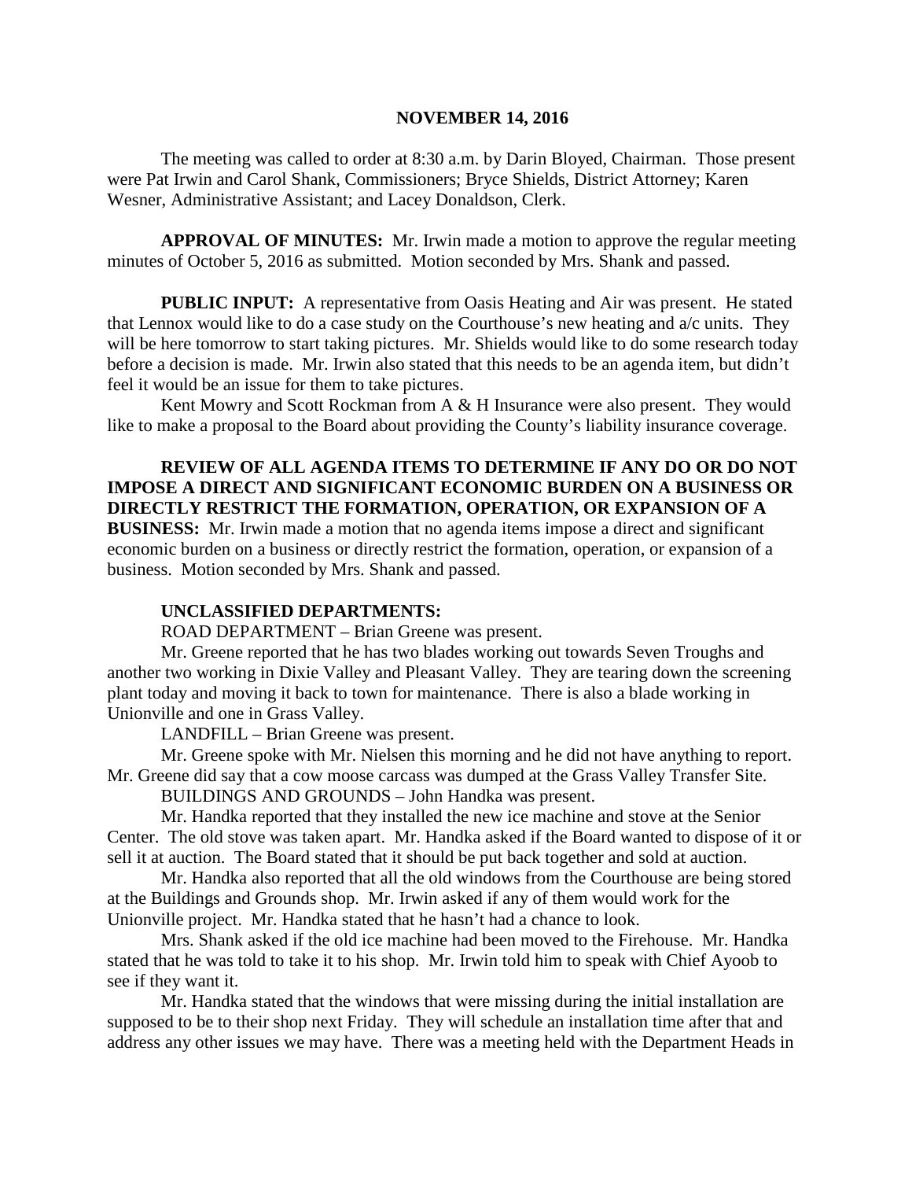# NOVEMBER 14, 2016

The meeting was called to order at 8:30 a.m. by Darin Bloyed, Chairman. Those present were Pat Irwin and Carol Shank, Commissioners; Bryce Shields, District Attorney; Karen Wesner, Administrative Assistant; and Lacey Donaldson, Clerk.

**APPROVAL OF MINUTES:** Mr. Irwin made a motion to approve the regular meeting minutes of October 5, 2016 as submitted. Motion seconded by Mrs. Shank and passed.

**PUBLIC INPUT:** A representative from Oasis Heating and Air was present. He stated that Lennox would like to do a case study on the Courthouse's new heating and a/c units. They will be here tomorrow to start taking pictures. Mr. Shields would like to do some research today before a decision is made. Mr. Irwin also stated that this needs to be an agenda item, but didn't feel it would be an issue for them to take pictures.

Kent Mowry and Scott Rockman from A & H Insurance were also present. They would like to make a proposal to the Board about providing the County's liability insurance coverage.

**REVIEW OF ALL AGENDA ITEMS TO DETERMINE IF ANY DO OR DO NOT IMPOSE A DIRECT AND SIGNIFICANT ECONOMIC BURDEN ON A BUSINESS OR DIRECTLY RESTRICT THE FORMATION, OPERATION, OR EXPANSION OF A BUSINESS:** Mr. Irwin made a motion that no agenda items impose a direct and significant economic burden on a business or directly restrict the formation, operation, or expansion of a business. Motion seconded by Mrs. Shank and passed.

**UNCLASSIFIED DEPARTMENTS:**

ROAD DEPARTMENT – Brian Greene was present.

Mr. Greene reported that he has two blades working out towards Seven Troughs and another two working in Dixie Valley and Pleasant Valley. They are tearing down the screening plant today and moving it back to town for maintenance. There is also a blade working in Unionville and one in Grass Valley.

LANDFILL – Brian Greene was present.

Mr. Greene spoke with Mr. Nielsen this morning and he did not have anything to report. Mr. Greene did say that a cow moose carcass was dumped at the Grass Valley Transfer Site.

BUILDINGS AND GROUNDS – John Handka was present.

Mr. Handka reported that they installed the new ice machine and stove at the Senior Center. The old stove was taken apart. Mr. Handka asked if the Board wanted to dispose of it or sell it at auction. The Board stated that it should be put back together and sold at auction.

Mr. Handka also reported that all the old windows from the Courthouse are being stored at the Buildings and Grounds shop. Mr. Irwin asked if any of them would work for the Unionville project. Mr. Handka stated that he hasn't had a chance to look.

Mrs. Shank asked if the old ice machine had been moved to the Firehouse. Mr. Handka stated that he was told to take it to his shop. Mr. Irwin told him to speak with Chief Ayoob to see if they want it.

Mr. Handka stated that the windows that were missing during the initial installation are supposed to be to their shop next Friday. They will schedule an installation time after that and address any other issues we may have. There was a meeting held with the Department Heads in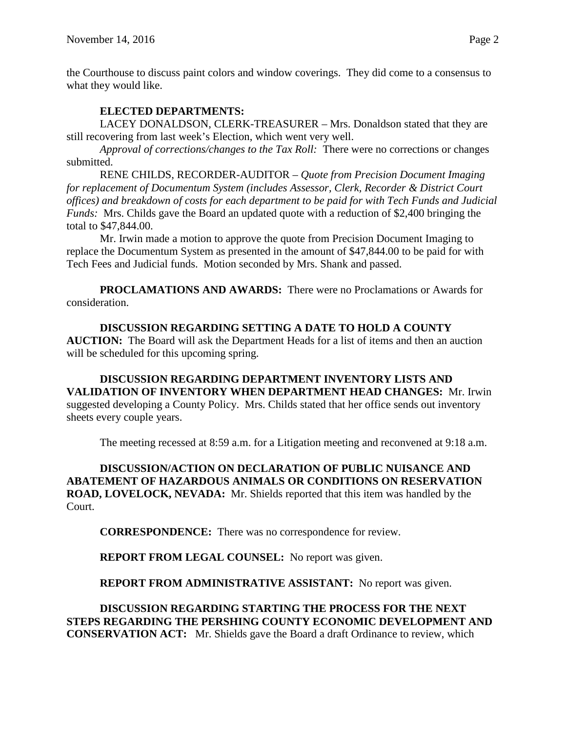the Courthouse to discuss paint colors and window coverings. They did come to a consensus to what they would like.

**ELECTED DEPARTMENTS:**

LACEY DONALDSON, CLERK-TREASURER – Mrs. Donaldson stated that they are still recovering from last week's Election, which went very well.

*Approval of corrections/changes to the Tax Roll:* There were no corrections or changes submitted.

RENE CHILDS, RECORDER-AUDITOR – *Quote from Precision Document Imaging for replacement of Documentum System (includes Assessor, Clerk, Recorder & District Court offices) and breakdown of costs for each department to be paid for with Tech Funds and Judicial Funds:* Mrs. Childs gave the Board an updated quote with a reduction of $2,400 bringing the total to $47,844.00.

Mr. Irwin made a motion to approve the quote from Precision Document Imaging to replace the Documentum System as presented in the amount of $47,844.00 to be paid for with Tech Fees and Judicial funds. Motion seconded by Mrs. Shank and passed.

**PROCLAMATIONS AND AWARDS:** There were no Proclamations or Awards for consideration.

**DISCUSSION REGARDING SETTING A DATE TO HOLD A COUNTY AUCTION:** The Board will ask the Department Heads for a list of items and then an auction will be scheduled for this upcoming spring.

**DISCUSSION REGARDING DEPARTMENT INVENTORY LISTS AND VALIDATION OF INVENTORY WHEN DEPARTMENT HEAD CHANGES:** Mr. Irwin suggested developing a County Policy. Mrs. Childs stated that her office sends out inventory sheets every couple years.

The meeting recessed at 8:59 a.m. for a Litigation meeting and reconvened at 9:18 a.m.

**DISCUSSION/ACTION ON DECLARATION OF PUBLIC NUISANCE AND ABATEMENT OF HAZARDOUS ANIMALS OR CONDITIONS ON RESERVATION ROAD, LOVELOCK, NEVADA:** Mr. Shields reported that this item was handled by the Court.

**CORRESPONDENCE:** There was no correspondence for review.

**REPORT FROM LEGAL COUNSEL:** No report was given.

**REPORT FROM ADMINISTRATIVE ASSISTANT:** No report was given.

**DISCUSSION REGARDING STARTING THE PROCESS FOR THE NEXT STEPS REGARDING THE PERSHING COUNTY ECONOMIC DEVELOPMENT AND CONSERVATION ACT:** Mr. Shields gave the Board a draft Ordinance to review, which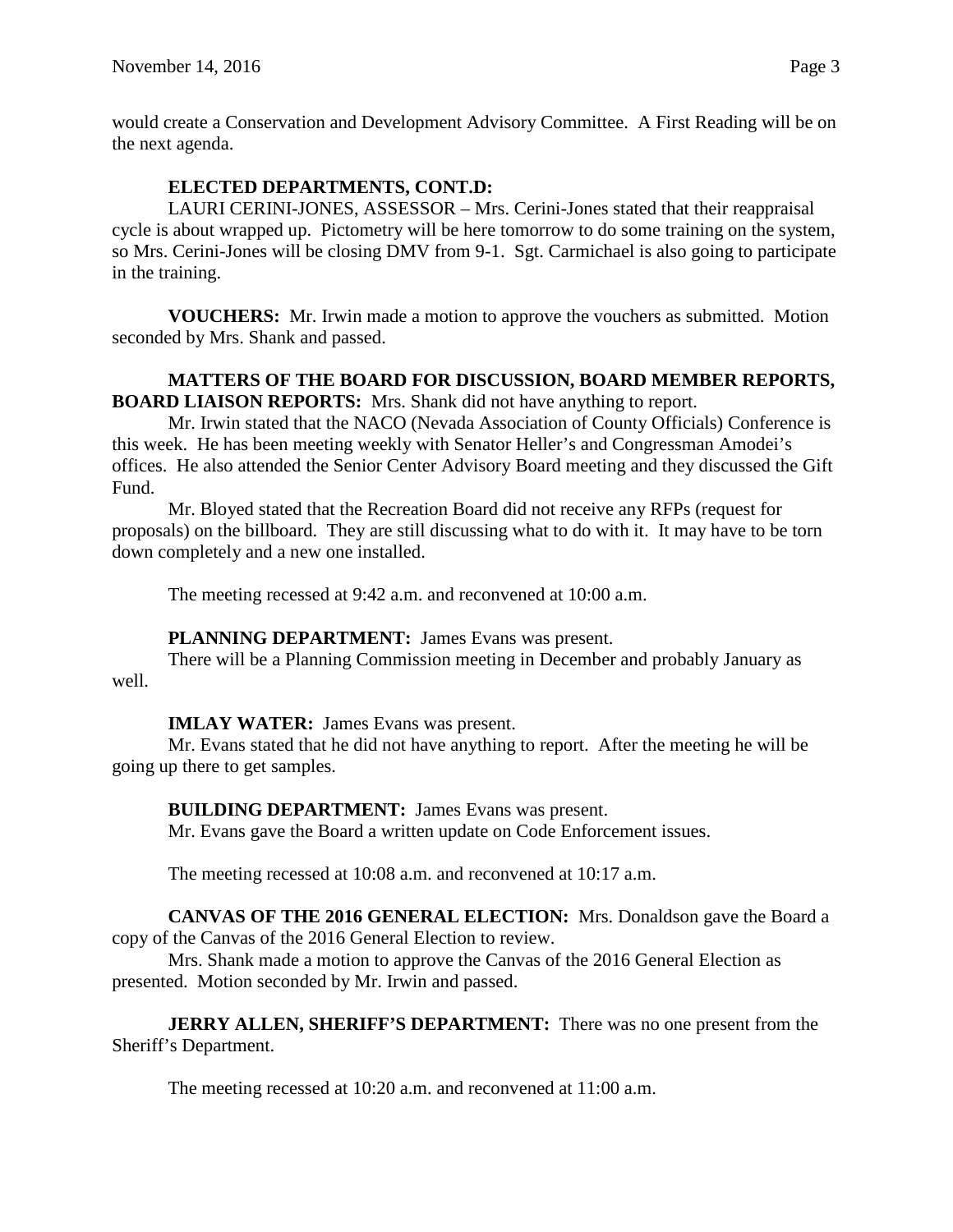would create a Conservation and Development Advisory Committee. A First Reading will be on the next agenda.

**ELECTED DEPARTMENTS, CONT.D:**

LAURI CERINI-JONES, ASSESSOR – Mrs. Cerini-Jones stated that their reappraisal cycle is about wrapped up. Pictometry will be here tomorrow to do some training on the system, so Mrs. Cerini-Jones will be closing DMV from 9-1. Sgt. Carmichael is also going to participate in the training.

**VOUCHERS:** Mr. Irwin made a motion to approve the vouchers as submitted. Motion seconded by Mrs. Shank and passed.

**MATTERS OF THE BOARD FOR DISCUSSION, BOARD MEMBER REPORTS, BOARD LIAISON REPORTS:** Mrs. Shank did not have anything to report.

Mr. Irwin stated that the NACO (Nevada Association of County Officials) Conference is this week. He has been meeting weekly with Senator Heller's and Congressman Amodei's offices. He also attended the Senior Center Advisory Board meeting and they discussed the Gift Fund.

Mr. Bloyed stated that the Recreation Board did not receive any RFPs (request for proposals) on the billboard. They are still discussing what to do with it. It may have to be torn down completely and a new one installed.

The meeting recessed at 9:42 a.m. and reconvened at 10:00 a.m.

**PLANNING DEPARTMENT:** James Evans was present.

There will be a Planning Commission meeting in December and probably January as well.

**IMLAY WATER:** James Evans was present.

Mr. Evans stated that he did not have anything to report. After the meeting he will be going up there to get samples.

**BUILDING DEPARTMENT:** James Evans was present.

Mr. Evans gave the Board a written update on Code Enforcement issues.

The meeting recessed at 10:08 a.m. and reconvened at 10:17 a.m.

**CANVAS OF THE 2016 GENERAL ELECTION:** Mrs. Donaldson gave the Board a copy of the Canvas of the 2016 General Election to review.

Mrs. Shank made a motion to approve the Canvas of the 2016 General Election as presented. Motion seconded by Mr. Irwin and passed.

**JERRY ALLEN, SHERIFF'S DEPARTMENT:** There was no one present from the Sheriff's Department.

The meeting recessed at 10:20 a.m. and reconvened at 11:00 a.m.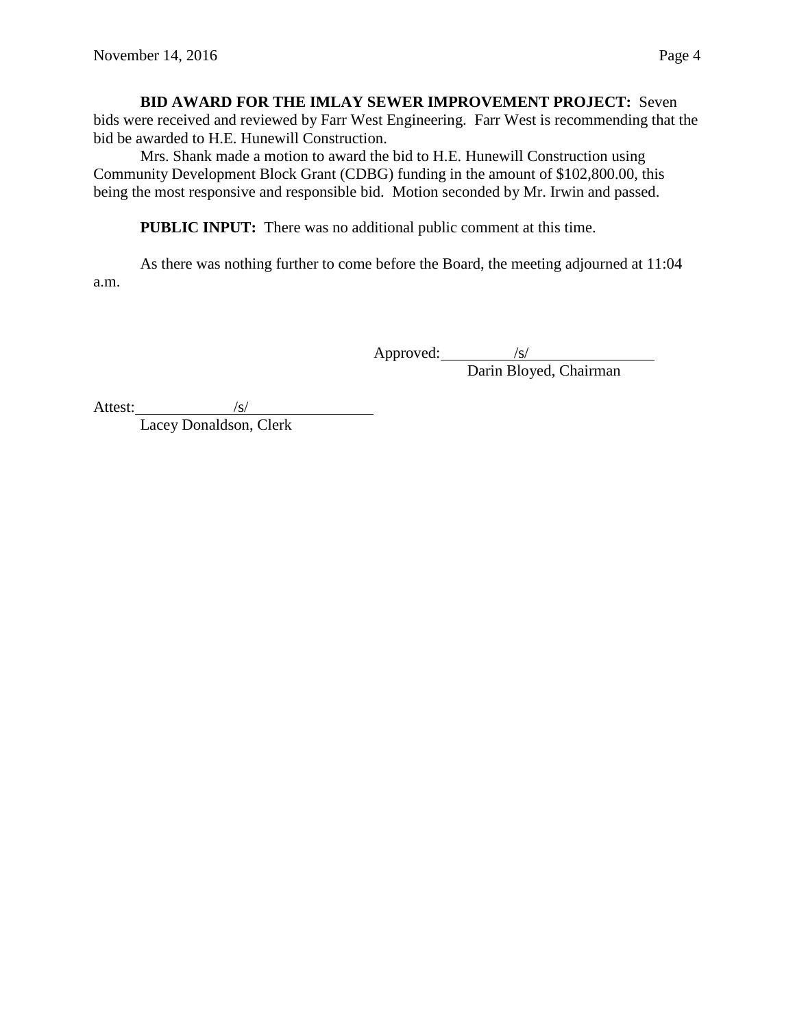**BID AWARD FOR THE IMLAY SEWER IMPROVEMENT PROJECT:** Seven bids were received and reviewed by Farr West Engineering. Farr West is recommending that the bid be awarded to H.E. Hunewill Construction.

Mrs. Shank made a motion to award the bid to H.E. Hunewill Construction using Community Development Block Grant (CDBG) funding in the amount of $102,800.00, this being the most responsive and responsible bid. Motion seconded by Mr. Irwin and passed.

**PUBLIC INPUT:** There was no additional public comment at this time.

As there was nothing further to come before the Board, the meeting adjourned at 11:04 a.m.

Approved: /s/
Darin Bloyed, Chairman

Attest: /s/
Lacey Donaldson, Clerk